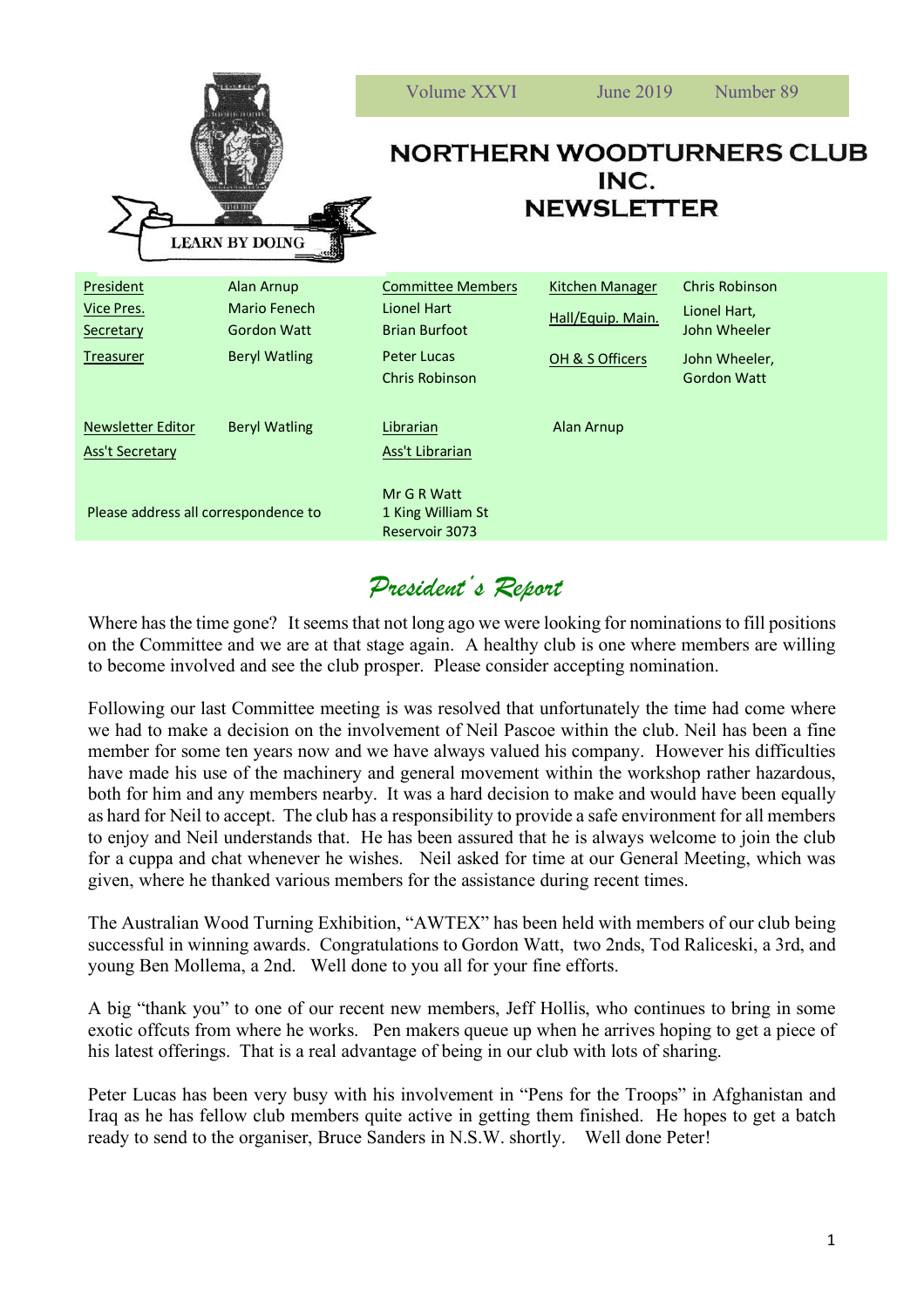Volume XXVI June 2019 Number 89

LEARN BY DOING

# NORTHERN WOODTURNERS CLUB INC. NEWSLETTER

| | | | | | |
|---|---|---|---|---|---|
| President | Alan Arnup | Committee Members | Lionel Hart | Kitchen Manager | Chris Robinson |
| Vice Pres. | Mario Fenech | | Brian Burfoot | Hall/Equip. Main. | Lionel Hart, John Wheeler |
| Secretary | Gordon Watt | | Peter Lucas | OH & S Officers | John Wheeler, Gordon Watt |
| Treasurer | Beryl Watling | | Chris Robinson | | |
| Newsletter Editor | Beryl Watling | Librarian | | | Alan Arnup |
| Ass't Secretary | | Ass't Librarian | | | |

Please address all correspondence to
Mr G R Watt
1 King William St
Reservoir 3073

## *President's Report*

Where has the time gone? It seems that not long ago we were looking for nominations to fill positions on the Committee and we are at that stage again. A healthy club is one where members are willing to become involved and see the club prosper. Please consider accepting nomination.

Following our last Committee meeting is was resolved that unfortunately the time had come where we had to make a decision on the involvement of Neil Pascoe within the club. Neil has been a fine member for some ten years now and we have always valued his company. However his difficulties have made his use of the machinery and general movement within the workshop rather hazardous, both for him and any members nearby. It was a hard decision to make and would have been equally as hard for Neil to accept. The club has a responsibility to provide a safe environment for all members to enjoy and Neil understands that. He has been assured that he is always welcome to join the club for a cuppa and chat whenever he wishes. Neil asked for time at our General Meeting, which was given, where he thanked various members for the assistance during recent times.

The Australian Wood Turning Exhibition, "AWTEX" has been held with members of our club being successful in winning awards. Congratulations to Gordon Watt, two 2nds, Tod Raliceski, a 3rd, and young Ben Mollema, a 2nd. Well done to you all for your fine efforts.

A big "thank you" to one of our recent new members, Jeff Hollis, who continues to bring in some exotic offcuts from where he works. Pen makers queue up when he arrives hoping to get a piece of his latest offerings. That is a real advantage of being in our club with lots of sharing.

Peter Lucas has been very busy with his involvement in "Pens for the Troops" in Afghanistan and Iraq as he has fellow club members quite active in getting them finished. He hopes to get a batch ready to send to the organiser, Bruce Sanders in N.S.W. shortly. Well done Peter!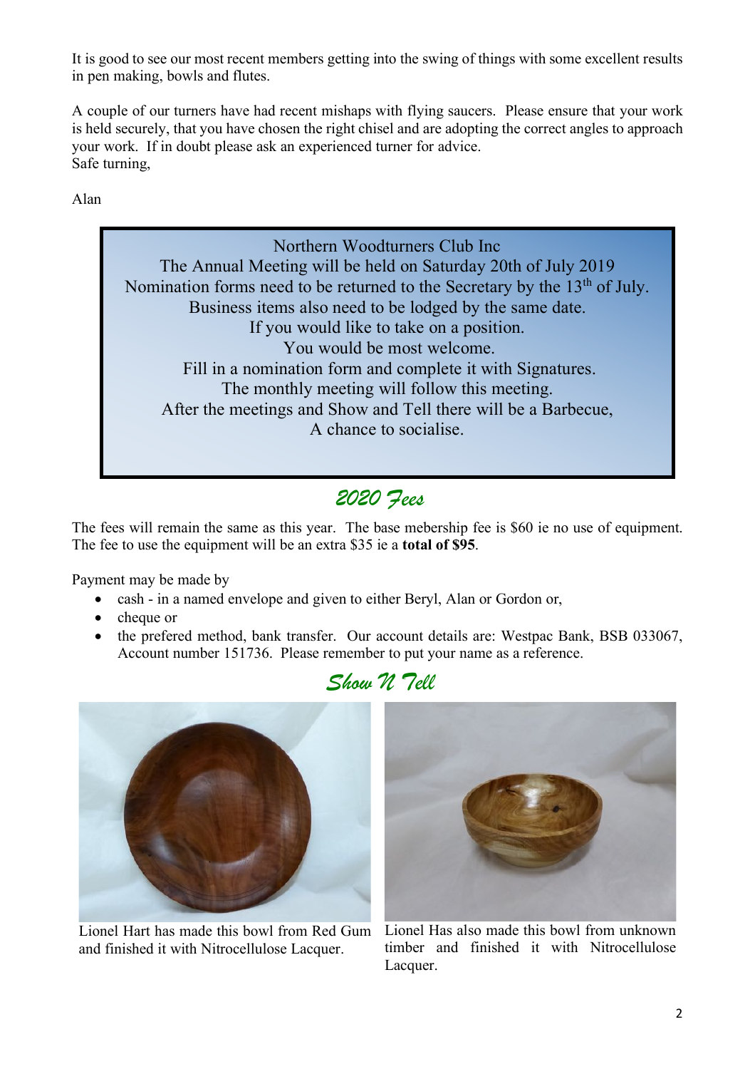It is good to see our most recent members getting into the swing of things with some excellent results in pen making, bowls and flutes.

A couple of our turners have had recent mishaps with flying saucers. Please ensure that your work is held securely, that you have chosen the right chisel and are adopting the correct angles to approach your work. If in doubt please ask an experienced turner for advice.
Safe turning,

Alan

Northern Woodturners Club Inc
The Annual Meeting will be held on Saturday 20th of July 2019
Nomination forms need to be returned to the Secretary by the 13th of July.
Business items also need to be lodged by the same date.
If you would like to take on a position.
You would be most welcome.
Fill in a nomination form and complete it with Signatures.
The monthly meeting will follow this meeting.
After the meetings and Show and Tell there will be a Barbecue,
A chance to socialise.

## *2020 Fees*

The fees will remain the same as this year. The base mebership fee is $60 ie no use of equipment. The fee to use the equipment will be an extra $35 ie a **total of $95**.

Payment may be made by

- cash - in a named envelope and given to either Beryl, Alan or Gordon or,
- cheque or
- the prefered method, bank transfer. Our account details are: Westpac Bank, BSB 033067, Account number 151736. Please remember to put your name as a reference.

## *Show N Tell*

Lionel Hart has made this bowl from Red Gum and finished it with Nitrocellulose Lacquer.

Lionel Has also made this bowl from unknown timber and finished it with Nitrocellulose Lacquer.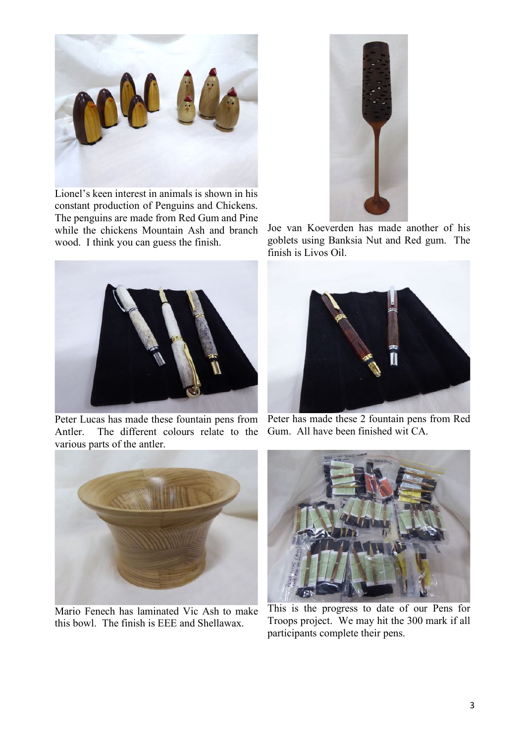Lionel's keen interest in animals is shown in his constant production of Penguins and Chickens. The penguins are made from Red Gum and Pine while the chickens Mountain Ash and branch wood. I think you can guess the finish.

Joe van Koeverden has made another of his goblets using Banksia Nut and Red gum. The finish is Livos Oil.

Peter Lucas has made these fountain pens from Antler. The different colours relate to the various parts of the antler.

Peter has made these 2 fountain pens from Red Gum. All have been finished wit CA.

Mario Fenech has laminated Vic Ash to make this bowl. The finish is EEE and Shellawax.

This is the progress to date of our Pens for Troops project. We may hit the 300 mark if all participants complete their pens.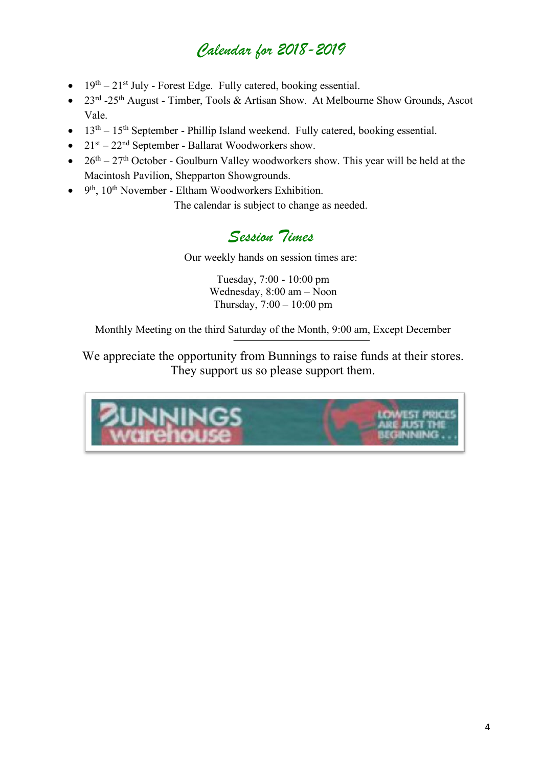## Calendar for 2018-2019

- 19th – 21st July - Forest Edge. Fully catered, booking essential.
- 23rd -25th August - Timber, Tools & Artisan Show. At Melbourne Show Grounds, Ascot Vale.
- 13th – 15th September - Phillip Island weekend. Fully catered, booking essential.
- 21st – 22nd September - Ballarat Woodworkers show.
- 26th – 27th October - Goulburn Valley woodworkers show. This year will be held at the Macintosh Pavilion, Shepparton Showgrounds.
- 9th, 10th November - Eltham Woodworkers Exhibition.

The calendar is subject to change as needed.

## Session Times

Our weekly hands on session times are:

Tuesday, 7:00 - 10:00 pm
Wednesday, 8:00 am – Noon
Thursday, 7:00 – 10:00 pm

Monthly Meeting on the third Saturday of the Month, 9:00 am, Except December

---

We appreciate the opportunity from Bunnings to raise funds at their stores. They support us so please support them.